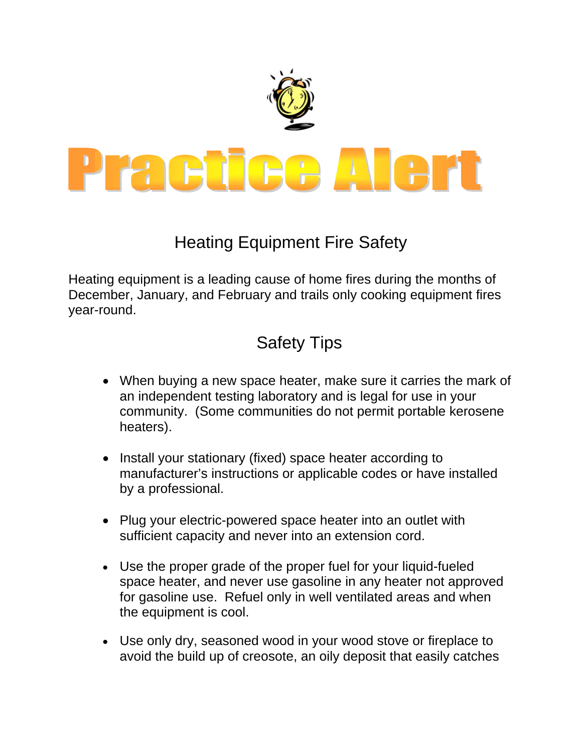# Practice Alert

## Heating Equipment Fire Safety

Heating equipment is a leading cause of home fires during the months of December, January, and February and trails only cooking equipment fires year-round.

## Safety Tips

- When buying a new space heater, make sure it carries the mark of an independent testing laboratory and is legal for use in your community. (Some communities do not permit portable kerosene heaters).
- Install your stationary (fixed) space heater according to manufacturer's instructions or applicable codes or have installed by a professional.
- Plug your electric-powered space heater into an outlet with sufficient capacity and never into an extension cord.
- Use the proper grade of the proper fuel for your liquid-fueled space heater, and never use gasoline in any heater not approved for gasoline use. Refuel only in well ventilated areas and when the equipment is cool.
- Use only dry, seasoned wood in your wood stove or fireplace to avoid the build up of creosote, an oily deposit that easily catches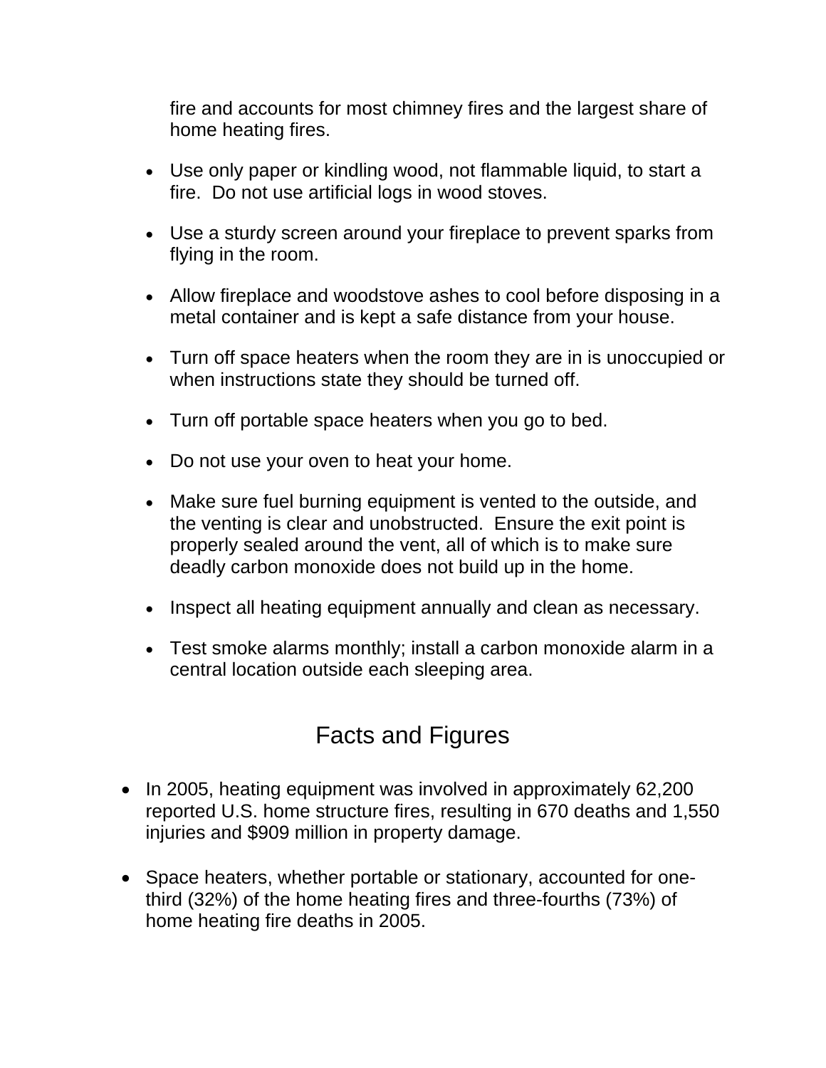fire and accounts for most chimney fires and the largest share of home heating fires.

- Use only paper or kindling wood, not flammable liquid, to start a fire.  Do not use artificial logs in wood stoves.
- Use a sturdy screen around your fireplace to prevent sparks from flying in the room.
- Allow fireplace and woodstove ashes to cool before disposing in a metal container and is kept a safe distance from your house.
- Turn off space heaters when the room they are in is unoccupied or when instructions state they should be turned off.
- Turn off portable space heaters when you go to bed.
- Do not use your oven to heat your home.
- Make sure fuel burning equipment is vented to the outside, and the venting is clear and unobstructed.  Ensure the exit point is properly sealed around the vent, all of which is to make sure deadly carbon monoxide does not build up in the home.
- Inspect all heating equipment annually and clean as necessary.
- Test smoke alarms monthly; install a carbon monoxide alarm in a central location outside each sleeping area.

## Facts and Figures

- In 2005, heating equipment was involved in approximately 62,200 reported U.S. home structure fires, resulting in 670 deaths and 1,550 injuries and $909 million in property damage.
- Space heaters, whether portable or stationary, accounted for one-third (32%) of the home heating fires and three-fourths (73%) of home heating fire deaths in 2005.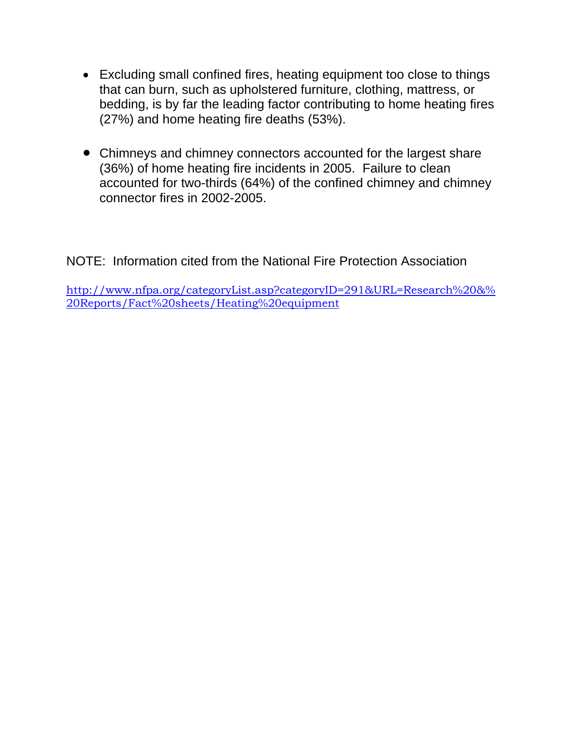- Excluding small confined fires, heating equipment too close to things that can burn, such as upholstered furniture, clothing, mattress, or bedding, is by far the leading factor contributing to home heating fires (27%) and home heating fire deaths (53%).

- Chimneys and chimney connectors accounted for the largest share (36%) of home heating fire incidents in 2005. Failure to clean accounted for two-thirds (64%) of the confined chimney and chimney connector fires in 2002-2005.

NOTE: Information cited from the National Fire Protection Association

http://www.nfpa.org/categoryList.asp?categoryID=291&URL=Research%20&%20Reports/Fact%20sheets/Heating%20equipment